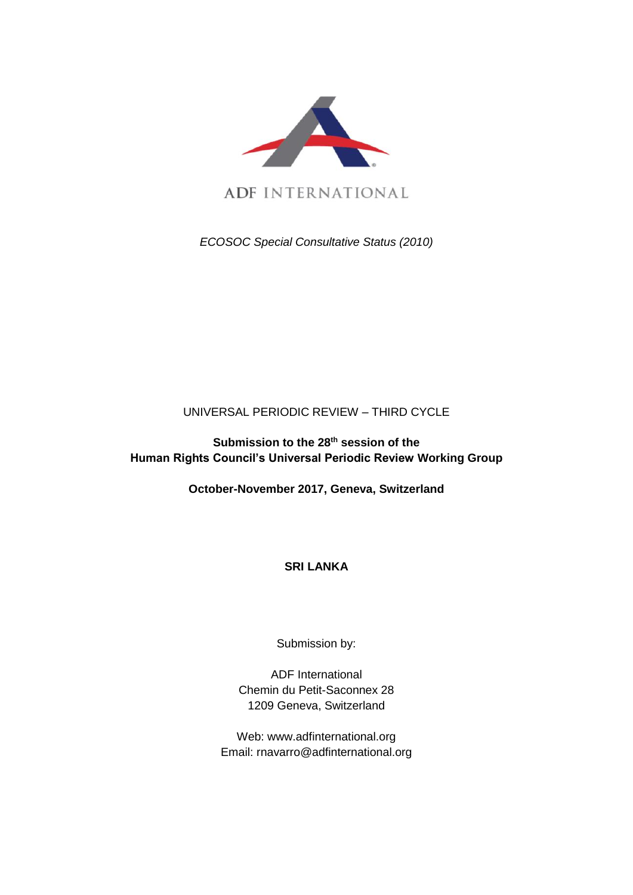ADF INTERNATIONAL

*ECOSOC Special Consultative Status (2010)*

UNIVERSAL PERIODIC REVIEW – THIRD CYCLE

**Submission to the 28th session of the Human Rights Council's Universal Periodic Review Working Group**

**October-November 2017, Geneva, Switzerland**

**SRI LANKA**

Submission by:

ADF International
Chemin du Petit-Saconnex 28
1209 Geneva, Switzerland

Web: www.adfinternational.org
Email: rnavarro@adfinternational.org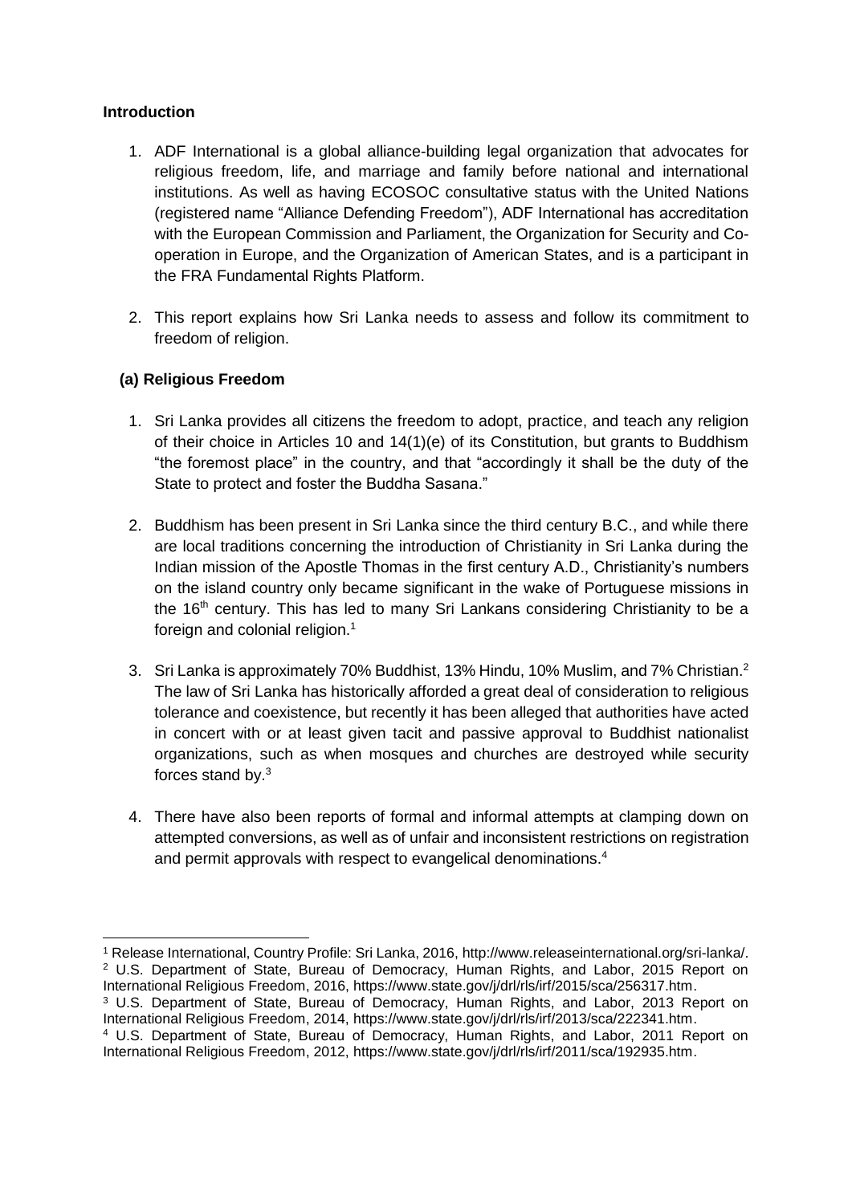**Introduction**

1. ADF International is a global alliance-building legal organization that advocates for religious freedom, life, and marriage and family before national and international institutions. As well as having ECOSOC consultative status with the United Nations (registered name "Alliance Defending Freedom"), ADF International has accreditation with the European Commission and Parliament, the Organization for Security and Co-operation in Europe, and the Organization of American States, and is a participant in the FRA Fundamental Rights Platform.

2. This report explains how Sri Lanka needs to assess and follow its commitment to freedom of religion.

**(a) Religious Freedom**

1. Sri Lanka provides all citizens the freedom to adopt, practice, and teach any religion of their choice in Articles 10 and 14(1)(e) of its Constitution, but grants to Buddhism "the foremost place" in the country, and that "accordingly it shall be the duty of the State to protect and foster the Buddha Sasana."

2. Buddhism has been present in Sri Lanka since the third century B.C., and while there are local traditions concerning the introduction of Christianity in Sri Lanka during the Indian mission of the Apostle Thomas in the first century A.D., Christianity's numbers on the island country only became significant in the wake of Portuguese missions in the 16th century. This has led to many Sri Lankans considering Christianity to be a foreign and colonial religion.[1]

3. Sri Lanka is approximately 70% Buddhist, 13% Hindu, 10% Muslim, and 7% Christian.[2] The law of Sri Lanka has historically afforded a great deal of consideration to religious tolerance and coexistence, but recently it has been alleged that authorities have acted in concert with or at least given tacit and passive approval to Buddhist nationalist organizations, such as when mosques and churches are destroyed while security forces stand by.[3]

4. There have also been reports of formal and informal attempts at clamping down on attempted conversions, as well as of unfair and inconsistent restrictions on registration and permit approvals with respect to evangelical denominations.[4]

---

[1] Release International, Country Profile: Sri Lanka, 2016, http://www.releaseinternational.org/sri-lanka/.

[2] U.S. Department of State, Bureau of Democracy, Human Rights, and Labor, 2015 Report on International Religious Freedom, 2016, https://www.state.gov/j/drl/rls/irf/2015/sca/256317.htm.

[3] U.S. Department of State, Bureau of Democracy, Human Rights, and Labor, 2013 Report on International Religious Freedom, 2014, https://www.state.gov/j/drl/rls/irf/2013/sca/222341.htm.

[4] U.S. Department of State, Bureau of Democracy, Human Rights, and Labor, 2011 Report on International Religious Freedom, 2012, https://www.state.gov/j/drl/rls/irf/2011/sca/192935.htm.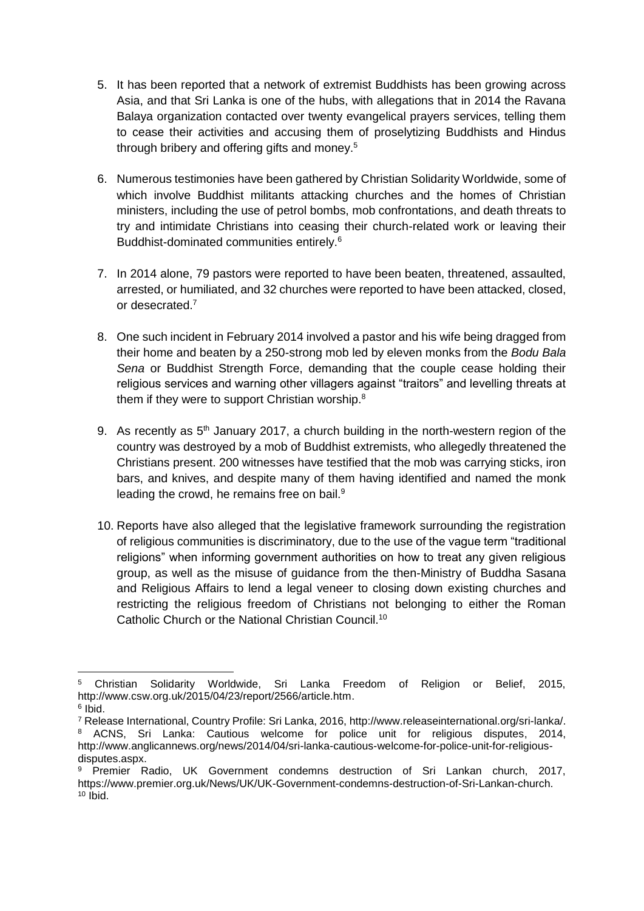5. It has been reported that a network of extremist Buddhists has been growing across Asia, and that Sri Lanka is one of the hubs, with allegations that in 2014 the Ravana Balaya organization contacted over twenty evangelical prayers services, telling them to cease their activities and accusing them of proselytizing Buddhists and Hindus through bribery and offering gifts and money.[5]

6. Numerous testimonies have been gathered by Christian Solidarity Worldwide, some of which involve Buddhist militants attacking churches and the homes of Christian ministers, including the use of petrol bombs, mob confrontations, and death threats to try and intimidate Christians into ceasing their church-related work or leaving their Buddhist-dominated communities entirely.[6]

7. In 2014 alone, 79 pastors were reported to have been beaten, threatened, assaulted, arrested, or humiliated, and 32 churches were reported to have been attacked, closed, or desecrated.[7]

8. One such incident in February 2014 involved a pastor and his wife being dragged from their home and beaten by a 250-strong mob led by eleven monks from the *Bodu Bala Sena* or Buddhist Strength Force, demanding that the couple cease holding their religious services and warning other villagers against "traitors" and levelling threats at them if they were to support Christian worship.[8]

9. As recently as 5th January 2017, a church building in the north-western region of the country was destroyed by a mob of Buddhist extremists, who allegedly threatened the Christians present. 200 witnesses have testified that the mob was carrying sticks, iron bars, and knives, and despite many of them having identified and named the monk leading the crowd, he remains free on bail.[9]

10. Reports have also alleged that the legislative framework surrounding the registration of religious communities is discriminatory, due to the use of the vague term "traditional religions" when informing government authorities on how to treat any given religious group, as well as the misuse of guidance from the then-Ministry of Buddha Sasana and Religious Affairs to lend a legal veneer to closing down existing churches and restricting the religious freedom of Christians not belonging to either the Roman Catholic Church or the National Christian Council.[10]

---

[5] Christian Solidarity Worldwide, Sri Lanka Freedom of Religion or Belief, 2015, http://www.csw.org.uk/2015/04/23/report/2566/article.htm.

[6] Ibid.

[7] Release International, Country Profile: Sri Lanka, 2016, http://www.releaseinternational.org/sri-lanka/.

[8] ACNS, Sri Lanka: Cautious welcome for police unit for religious disputes, 2014, http://www.anglicannews.org/news/2014/04/sri-lanka-cautious-welcome-for-police-unit-for-religious-disputes.aspx.

[9] Premier Radio, UK Government condemns destruction of Sri Lankan church, 2017, https://www.premier.org.uk/News/UK/UK-Government-condemns-destruction-of-Sri-Lankan-church.

[10] Ibid.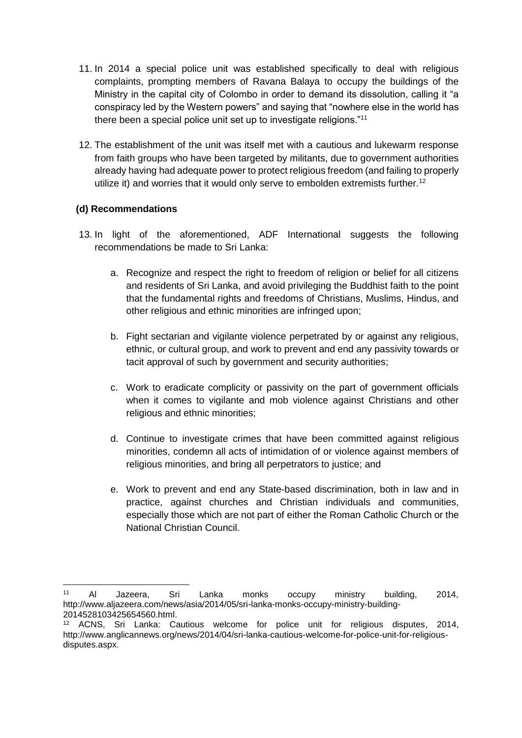11. In 2014 a special police unit was established specifically to deal with religious complaints, prompting members of Ravana Balaya to occupy the buildings of the Ministry in the capital city of Colombo in order to demand its dissolution, calling it "a conspiracy led by the Western powers" and saying that "nowhere else in the world has there been a special police unit set up to investigate religions."[11]

12. The establishment of the unit was itself met with a cautious and lukewarm response from faith groups who have been targeted by militants, due to government authorities already having had adequate power to protect religious freedom (and failing to properly utilize it) and worries that it would only serve to embolden extremists further.[12]

### (d) Recommendations

13. In light of the aforementioned, ADF International suggests the following recommendations be made to Sri Lanka:

    a. Recognize and respect the right to freedom of religion or belief for all citizens and residents of Sri Lanka, and avoid privileging the Buddhist faith to the point that the fundamental rights and freedoms of Christians, Muslims, Hindus, and other religious and ethnic minorities are infringed upon;

    b. Fight sectarian and vigilante violence perpetrated by or against any religious, ethnic, or cultural group, and work to prevent and end any passivity towards or tacit approval of such by government and security authorities;

    c. Work to eradicate complicity or passivity on the part of government officials when it comes to vigilante and mob violence against Christians and other religious and ethnic minorities;

    d. Continue to investigate crimes that have been committed against religious minorities, condemn all acts of intimidation of or violence against members of religious minorities, and bring all perpetrators to justice; and

    e. Work to prevent and end any State-based discrimination, both in law and in practice, against churches and Christian individuals and communities, especially those which are not part of either the Roman Catholic Church or the National Christian Council.

---

[11] Al Jazeera, Sri Lanka monks occupy ministry building, 2014, http://www.aljazeera.com/news/asia/2014/05/sri-lanka-monks-occupy-ministry-building-2014528103425654560.html.

[12] ACNS, Sri Lanka: Cautious welcome for police unit for religious disputes, 2014, http://www.anglicannews.org/news/2014/04/sri-lanka-cautious-welcome-for-police-unit-for-religious-disputes.aspx.